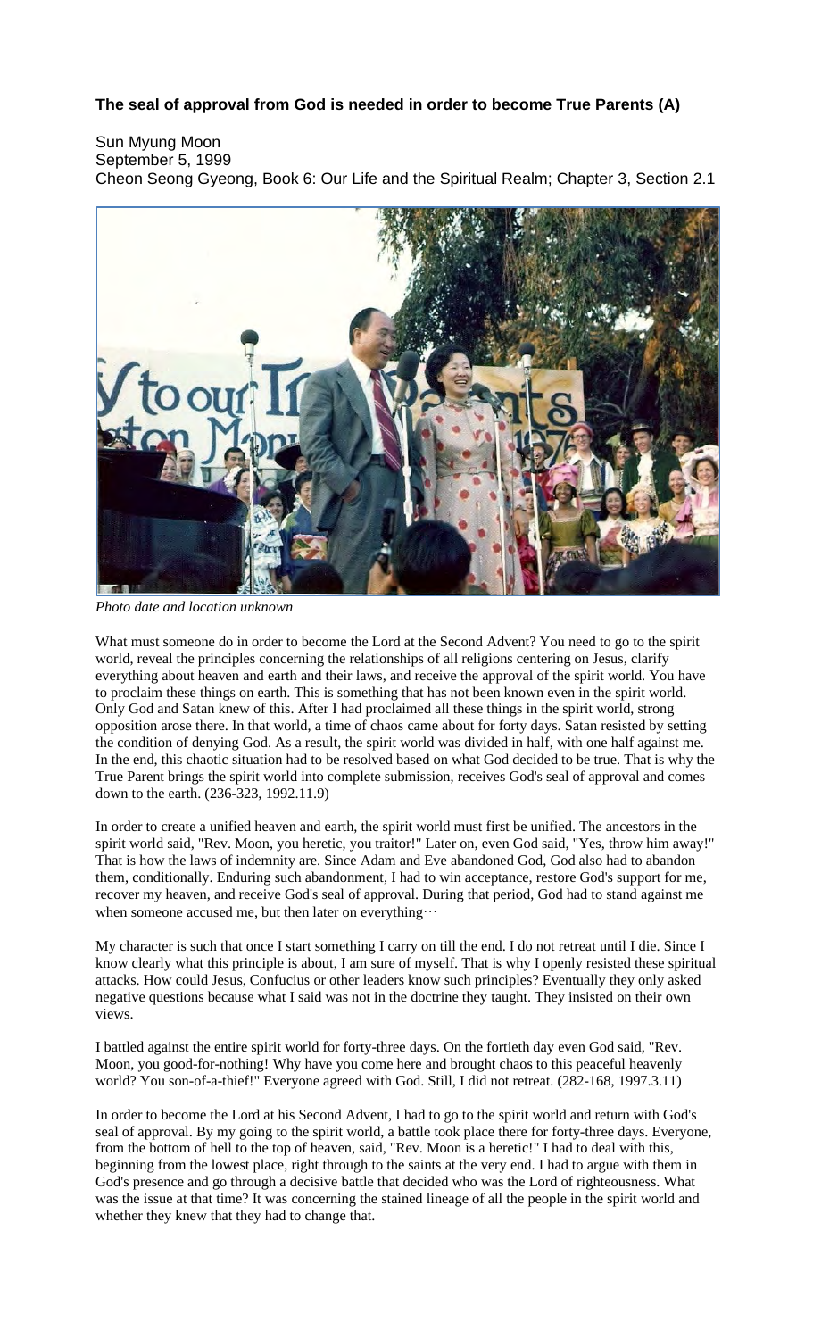**The seal of approval from God is needed in order to become True Parents (A)**

Sun Myung Moon
September 5, 1999
Cheon Seong Gyeong, Book 6: Our Life and the Spiritual Realm; Chapter 3, Section 2.1

*Photo date and location unknown*

What must someone do in order to become the Lord at the Second Advent? You need to go to the spirit world, reveal the principles concerning the relationships of all religions centering on Jesus, clarify everything about heaven and earth and their laws, and receive the approval of the spirit world. You have to proclaim these things on earth. This is something that has not been known even in the spirit world. Only God and Satan knew of this. After I had proclaimed all these things in the spirit world, strong opposition arose there. In that world, a time of chaos came about for forty days. Satan resisted by setting the condition of denying God. As a result, the spirit world was divided in half, with one half against me. In the end, this chaotic situation had to be resolved based on what God decided to be true. That is why the True Parent brings the spirit world into complete submission, receives God's seal of approval and comes down to the earth. (236-323, 1992.11.9)

In order to create a unified heaven and earth, the spirit world must first be unified. The ancestors in the spirit world said, "Rev. Moon, you heretic, you traitor!" Later on, even God said, "Yes, throw him away!" That is how the laws of indemnity are. Since Adam and Eve abandoned God, God also had to abandon them, conditionally. Enduring such abandonment, I had to win acceptance, restore God's support for me, recover my heaven, and receive God's seal of approval. During that period, God had to stand against me when someone accused me, but then later on everything…

My character is such that once I start something I carry on till the end. I do not retreat until I die. Since I know clearly what this principle is about, I am sure of myself. That is why I openly resisted these spiritual attacks. How could Jesus, Confucius or other leaders know such principles? Eventually they only asked negative questions because what I said was not in the doctrine they taught. They insisted on their own views.

I battled against the entire spirit world for forty-three days. On the fortieth day even God said, "Rev. Moon, you good-for-nothing! Why have you come here and brought chaos to this peaceful heavenly world? You son-of-a-thief!" Everyone agreed with God. Still, I did not retreat. (282-168, 1997.3.11)

In order to become the Lord at his Second Advent, I had to go to the spirit world and return with God's seal of approval. By my going to the spirit world, a battle took place there for forty-three days. Everyone, from the bottom of hell to the top of heaven, said, "Rev. Moon is a heretic!" I had to deal with this, beginning from the lowest place, right through to the saints at the very end. I had to argue with them in God's presence and go through a decisive battle that decided who was the Lord of righteousness. What was the issue at that time? It was concerning the stained lineage of all the people in the spirit world and whether they knew that they had to change that.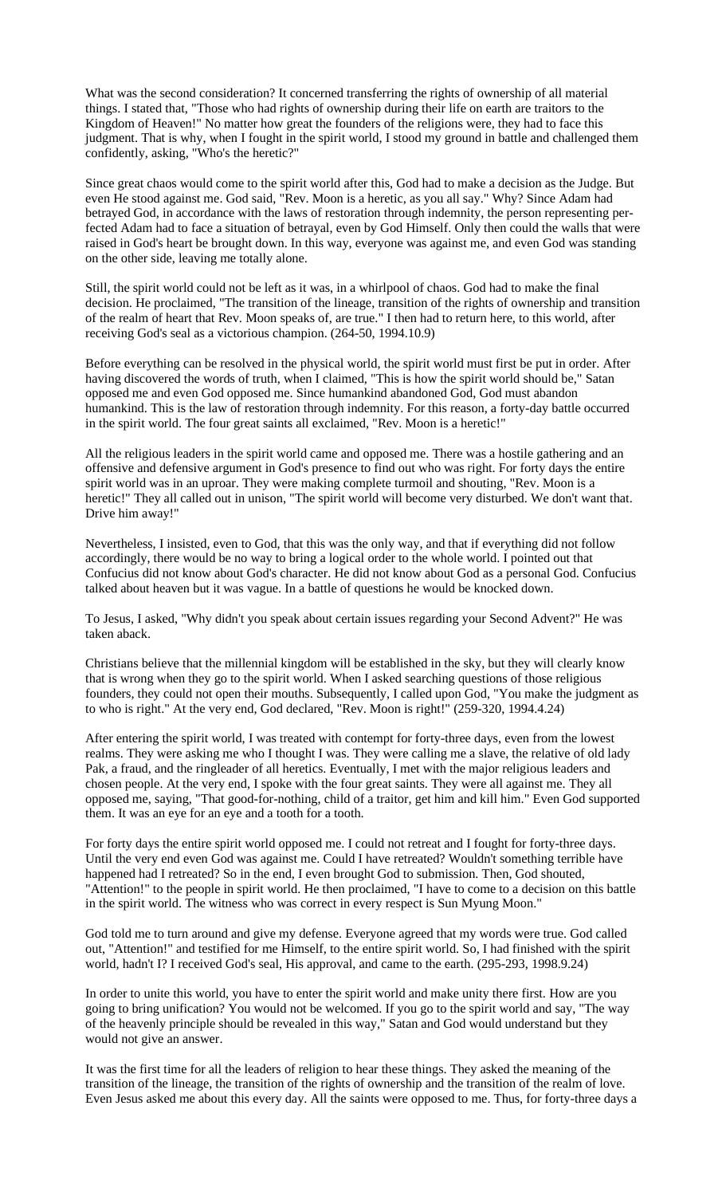What was the second consideration? It concerned transferring the rights of ownership of all material things. I stated that, "Those who had rights of ownership during their life on earth are traitors to the Kingdom of Heaven!" No matter how great the founders of the religions were, they had to face this judgment. That is why, when I fought in the spirit world, I stood my ground in battle and challenged them confidently, asking, "Who's the heretic?"

Since great chaos would come to the spirit world after this, God had to make a decision as the Judge. But even He stood against me. God said, "Rev. Moon is a heretic, as you all say." Why? Since Adam had betrayed God, in accordance with the laws of restoration through indemnity, the person representing perfected Adam had to face a situation of betrayal, even by God Himself. Only then could the walls that were raised in God's heart be brought down. In this way, everyone was against me, and even God was standing on the other side, leaving me totally alone.

Still, the spirit world could not be left as it was, in a whirlpool of chaos. God had to make the final decision. He proclaimed, "The transition of the lineage, transition of the rights of ownership and transition of the realm of heart that Rev. Moon speaks of, are true." I then had to return here, to this world, after receiving God's seal as a victorious champion. (264-50, 1994.10.9)

Before everything can be resolved in the physical world, the spirit world must first be put in order. After having discovered the words of truth, when I claimed, "This is how the spirit world should be," Satan opposed me and even God opposed me. Since humankind abandoned God, God must abandon humankind. This is the law of restoration through indemnity. For this reason, a forty-day battle occurred in the spirit world. The four great saints all exclaimed, "Rev. Moon is a heretic!"

All the religious leaders in the spirit world came and opposed me. There was a hostile gathering and an offensive and defensive argument in God's presence to find out who was right. For forty days the entire spirit world was in an uproar. They were making complete turmoil and shouting, "Rev. Moon is a heretic!" They all called out in unison, "The spirit world will become very disturbed. We don't want that. Drive him away!"

Nevertheless, I insisted, even to God, that this was the only way, and that if everything did not follow accordingly, there would be no way to bring a logical order to the whole world. I pointed out that Confucius did not know about God's character. He did not know about God as a personal God. Confucius talked about heaven but it was vague. In a battle of questions he would be knocked down.

To Jesus, I asked, "Why didn't you speak about certain issues regarding your Second Advent?" He was taken aback.

Christians believe that the millennial kingdom will be established in the sky, but they will clearly know that is wrong when they go to the spirit world. When I asked searching questions of those religious founders, they could not open their mouths. Subsequently, I called upon God, "You make the judgment as to who is right." At the very end, God declared, "Rev. Moon is right!" (259-320, 1994.4.24)

After entering the spirit world, I was treated with contempt for forty-three days, even from the lowest realms. They were asking me who I thought I was. They were calling me a slave, the relative of old lady Pak, a fraud, and the ringleader of all heretics. Eventually, I met with the major religious leaders and chosen people. At the very end, I spoke with the four great saints. They were all against me. They all opposed me, saying, "That good-for-nothing, child of a traitor, get him and kill him." Even God supported them. It was an eye for an eye and a tooth for a tooth.

For forty days the entire spirit world opposed me. I could not retreat and I fought for forty-three days. Until the very end even God was against me. Could I have retreated? Wouldn't something terrible have happened had I retreated? So in the end, I even brought God to submission. Then, God shouted, "Attention!" to the people in spirit world. He then proclaimed, "I have to come to a decision on this battle in the spirit world. The witness who was correct in every respect is Sun Myung Moon."

God told me to turn around and give my defense. Everyone agreed that my words were true. God called out, "Attention!" and testified for me Himself, to the entire spirit world. So, I had finished with the spirit world, hadn't I? I received God's seal, His approval, and came to the earth. (295-293, 1998.9.24)

In order to unite this world, you have to enter the spirit world and make unity there first. How are you going to bring unification? You would not be welcomed. If you go to the spirit world and say, "The way of the heavenly principle should be revealed in this way," Satan and God would understand but they would not give an answer.

It was the first time for all the leaders of religion to hear these things. They asked the meaning of the transition of the lineage, the transition of the rights of ownership and the transition of the realm of love. Even Jesus asked me about this every day. All the saints were opposed to me. Thus, for forty-three days a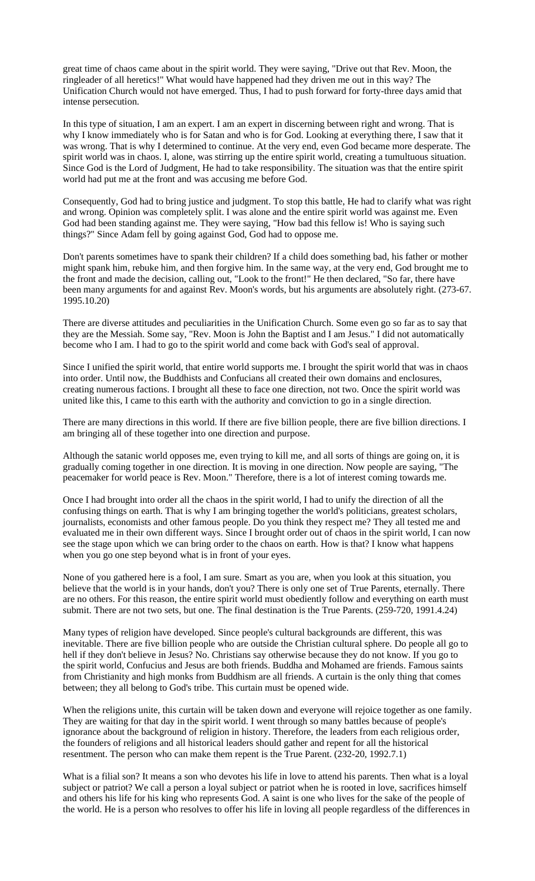great time of chaos came about in the spirit world. They were saying, "Drive out that Rev. Moon, the ringleader of all heretics!" What would have happened had they driven me out in this way? The Unification Church would not have emerged. Thus, I had to push forward for forty-three days amid that intense persecution.

In this type of situation, I am an expert. I am an expert in discerning between right and wrong. That is why I know immediately who is for Satan and who is for God. Looking at everything there, I saw that it was wrong. That is why I determined to continue. At the very end, even God became more desperate. The spirit world was in chaos. I, alone, was stirring up the entire spirit world, creating a tumultuous situation. Since God is the Lord of Judgment, He had to take responsibility. The situation was that the entire spirit world had put me at the front and was accusing me before God.

Consequently, God had to bring justice and judgment. To stop this battle, He had to clarify what was right and wrong. Opinion was completely split. I was alone and the entire spirit world was against me. Even God had been standing against me. They were saying, "How bad this fellow is! Who is saying such things?" Since Adam fell by going against God, God had to oppose me.

Don't parents sometimes have to spank their children? If a child does something bad, his father or mother might spank him, rebuke him, and then forgive him. In the same way, at the very end, God brought me to the front and made the decision, calling out, "Look to the front!" He then declared, "So far, there have been many arguments for and against Rev. Moon's words, but his arguments are absolutely right. (273-67. 1995.10.20)

There are diverse attitudes and peculiarities in the Unification Church. Some even go so far as to say that they are the Messiah. Some say, "Rev. Moon is John the Baptist and I am Jesus." I did not automatically become who I am. I had to go to the spirit world and come back with God's seal of approval.

Since I unified the spirit world, that entire world supports me. I brought the spirit world that was in chaos into order. Until now, the Buddhists and Confucians all created their own domains and enclosures, creating numerous factions. I brought all these to face one direction, not two. Once the spirit world was united like this, I came to this earth with the authority and conviction to go in a single direction.

There are many directions in this world. If there are five billion people, there are five billion directions. I am bringing all of these together into one direction and purpose.

Although the satanic world opposes me, even trying to kill me, and all sorts of things are going on, it is gradually coming together in one direction. It is moving in one direction. Now people are saying, "The peacemaker for world peace is Rev. Moon." Therefore, there is a lot of interest coming towards me.

Once I had brought into order all the chaos in the spirit world, I had to unify the direction of all the confusing things on earth. That is why I am bringing together the world's politicians, greatest scholars, journalists, economists and other famous people. Do you think they respect me? They all tested me and evaluated me in their own different ways. Since I brought order out of chaos in the spirit world, I can now see the stage upon which we can bring order to the chaos on earth. How is that? I know what happens when you go one step beyond what is in front of your eyes.

None of you gathered here is a fool, I am sure. Smart as you are, when you look at this situation, you believe that the world is in your hands, don't you? There is only one set of True Parents, eternally. There are no others. For this reason, the entire spirit world must obediently follow and everything on earth must submit. There are not two sets, but one. The final destination is the True Parents. (259-720, 1991.4.24)

Many types of religion have developed. Since people's cultural backgrounds are different, this was inevitable. There are five billion people who are outside the Christian cultural sphere. Do people all go to hell if they don't believe in Jesus? No. Christians say otherwise because they do not know. If you go to the spirit world, Confucius and Jesus are both friends. Buddha and Mohamed are friends. Famous saints from Christianity and high monks from Buddhism are all friends. A curtain is the only thing that comes between; they all belong to God's tribe. This curtain must be opened wide.

When the religions unite, this curtain will be taken down and everyone will rejoice together as one family. They are waiting for that day in the spirit world. I went through so many battles because of people's ignorance about the background of religion in history. Therefore, the leaders from each religious order, the founders of religions and all historical leaders should gather and repent for all the historical resentment. The person who can make them repent is the True Parent. (232-20, 1992.7.1)

What is a filial son? It means a son who devotes his life in love to attend his parents. Then what is a loyal subject or patriot? We call a person a loyal subject or patriot when he is rooted in love, sacrifices himself and others his life for his king who represents God. A saint is one who lives for the sake of the people of the world. He is a person who resolves to offer his life in loving all people regardless of the differences in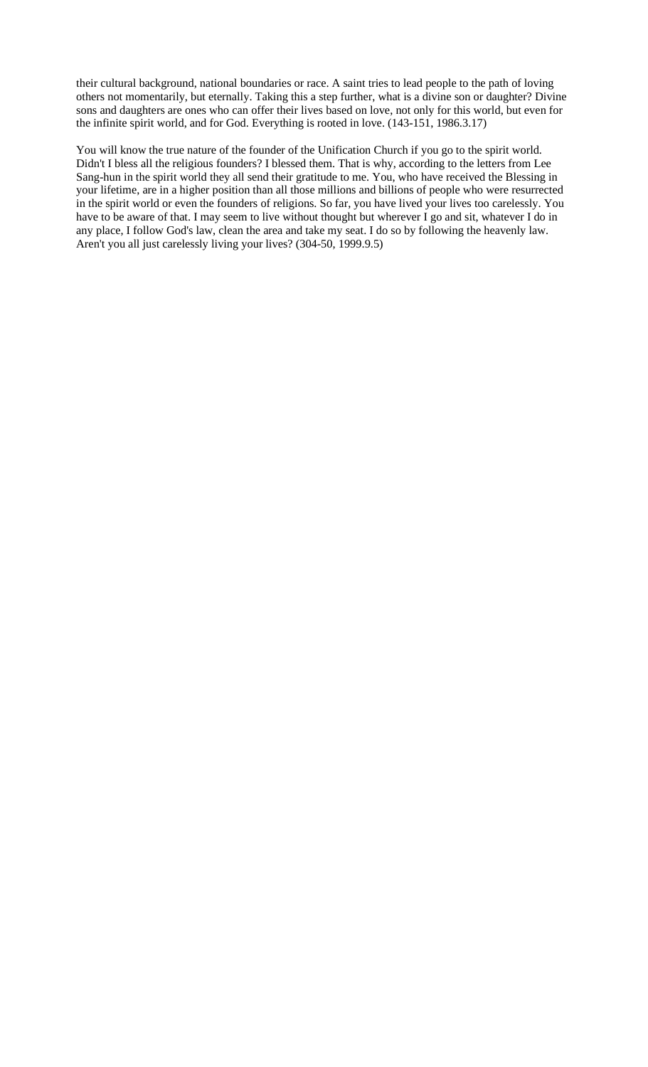their cultural background, national boundaries or race. A saint tries to lead people to the path of loving others not momentarily, but eternally. Taking this a step further, what is a divine son or daughter? Divine sons and daughters are ones who can offer their lives based on love, not only for this world, but even for the infinite spirit world, and for God. Everything is rooted in love. (143-151, 1986.3.17)

You will know the true nature of the founder of the Unification Church if you go to the spirit world. Didn't I bless all the religious founders? I blessed them. That is why, according to the letters from Lee Sang-hun in the spirit world they all send their gratitude to me. You, who have received the Blessing in your lifetime, are in a higher position than all those millions and billions of people who were resurrected in the spirit world or even the founders of religions. So far, you have lived your lives too carelessly. You have to be aware of that. I may seem to live without thought but wherever I go and sit, whatever I do in any place, I follow God's law, clean the area and take my seat. I do so by following the heavenly law. Aren't you all just carelessly living your lives? (304-50, 1999.9.5)